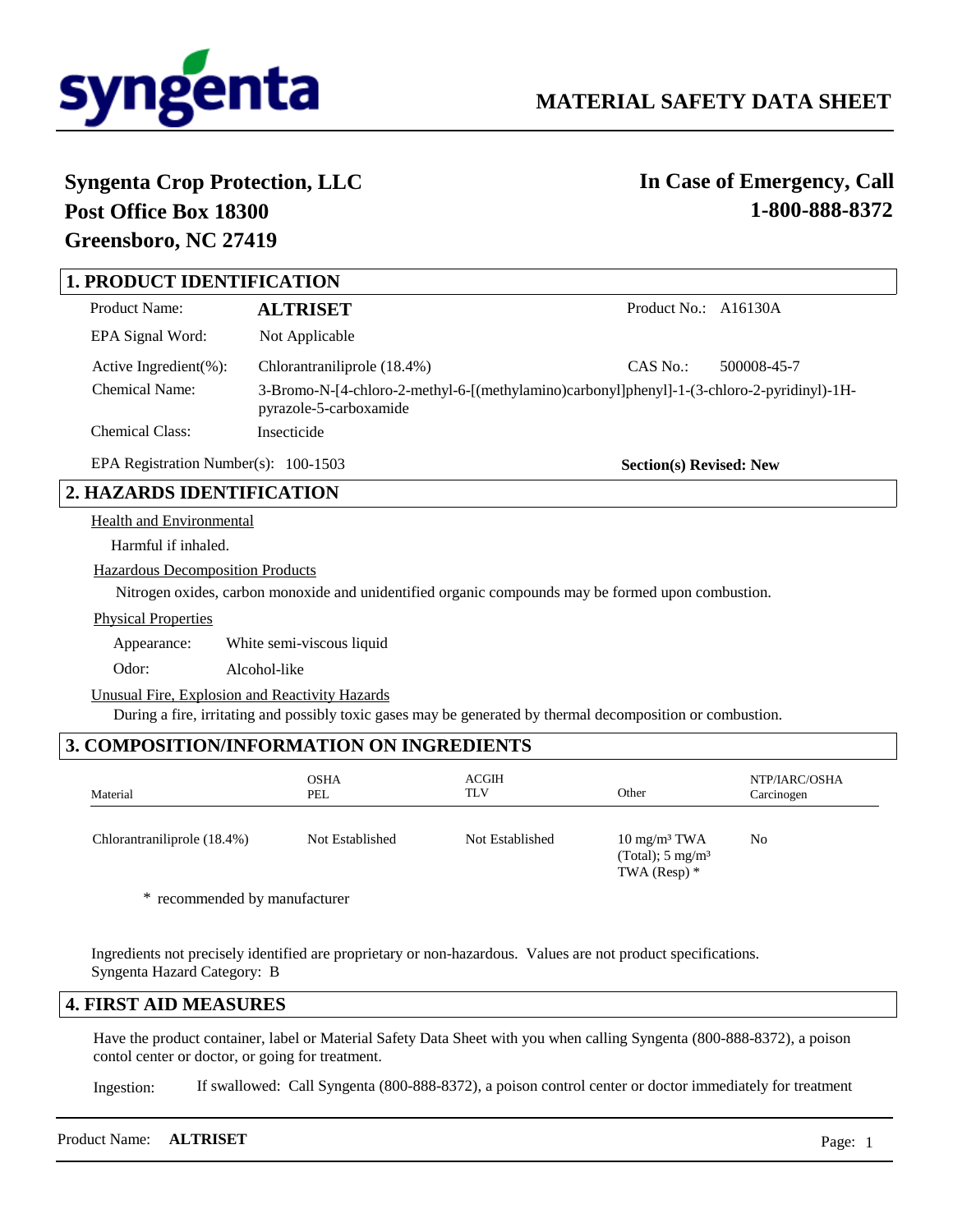syngenta

# MATERIAL SAFETY DATA SHEET

**Syngenta Crop Protection, LLC**
**Post Office Box 18300**
**Greensboro, NC 27419**

**In Case of Emergency, Call**
**1-800-888-8372**

## 1. PRODUCT IDENTIFICATION

Product Name: **ALTRISET** — Product No.: A16130A

EPA Signal Word: Not Applicable

Active Ingredient(%): Chlorantraniliprole (18.4%) — CAS No.: 500008-45-7

Chemical Name: 3-Bromo-N-[4-chloro-2-methyl-6-[(methylamino)carbonyl]phenyl]-1-(3-chloro-2-pyridinyl)-1H-pyrazole-5-carboxamide

Chemical Class: Insecticide

EPA Registration Number(s): 100-1503 — **Section(s) Revised: New**

## 2. HAZARDS IDENTIFICATION

Health and Environmental

Harmful if inhaled.

Hazardous Decomposition Products

Nitrogen oxides, carbon monoxide and unidentified organic compounds may be formed upon combustion.

Physical Properties

Appearance: White semi-viscous liquid

Odor: Alcohol-like

Unusual Fire, Explosion and Reactivity Hazards

During a fire, irritating and possibly toxic gases may be generated by thermal decomposition or combustion.

## 3. COMPOSITION/INFORMATION ON INGREDIENTS

| Material | OSHA PEL | ACGIH TLV | Other | NTP/IARC/OSHA Carcinogen |
|---|---|---|---|---|
| Chlorantraniliprole (18.4%) | Not Established | Not Established | 10 mg/m³ TWA (Total); 5 mg/m³ TWA (Resp) * | No |

\* recommended by manufacturer

Ingredients not precisely identified are proprietary or non-hazardous. Values are not product specifications.
Syngenta Hazard Category: B

## 4. FIRST AID MEASURES

Have the product container, label or Material Safety Data Sheet with you when calling Syngenta (800-888-8372), a poison contol center or doctor, or going for treatment.

Ingestion: If swallowed: Call Syngenta (800-888-8372), a poison control center or doctor immediately for treatment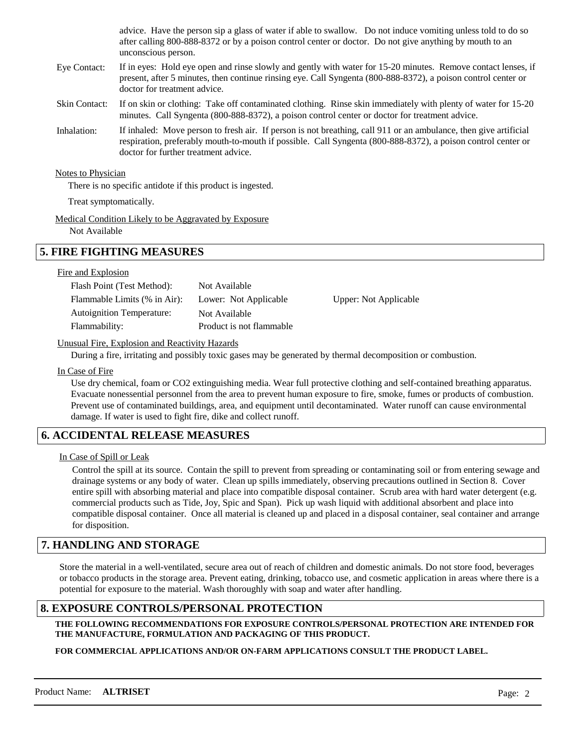advice. Have the person sip a glass of water if able to swallow. Do not induce vomiting unless told to do so after calling 800-888-8372 or by a poison control center or doctor. Do not give anything by mouth to an unconscious person.

Eye Contact: If in eyes: Hold eye open and rinse slowly and gently with water for 15-20 minutes. Remove contact lenses, if present, after 5 minutes, then continue rinsing eye. Call Syngenta (800-888-8372), a poison control center or doctor for treatment advice.

Skin Contact: If on skin or clothing: Take off contaminated clothing. Rinse skin immediately with plenty of water for 15-20 minutes. Call Syngenta (800-888-8372), a poison control center or doctor for treatment advice.

Inhalation: If inhaled: Move person to fresh air. If person is not breathing, call 911 or an ambulance, then give artificial respiration, preferably mouth-to-mouth if possible. Call Syngenta (800-888-8372), a poison control center or doctor for further treatment advice.

Notes to Physician

There is no specific antidote if this product is ingested.

Treat symptomatically.

Medical Condition Likely to be Aggravated by Exposure

Not Available

## 5. FIRE FIGHTING MEASURES

Fire and Explosion

| | | |
|---|---|---|
| Flash Point (Test Method): | Not Available | |
| Flammable Limits (% in Air): | Lower: Not Applicable | Upper: Not Applicable |
| Autoignition Temperature: | Not Available | |
| Flammability: | Product is not flammable | |

Unusual Fire, Explosion and Reactivity Hazards

During a fire, irritating and possibly toxic gases may be generated by thermal decomposition or combustion.

In Case of Fire

Use dry chemical, foam or CO2 extinguishing media. Wear full protective clothing and self-contained breathing apparatus. Evacuate nonessential personnel from the area to prevent human exposure to fire, smoke, fumes or products of combustion. Prevent use of contaminated buildings, area, and equipment until decontaminated. Water runoff can cause environmental damage. If water is used to fight fire, dike and collect runoff.

## 6. ACCIDENTAL RELEASE MEASURES

In Case of Spill or Leak

Control the spill at its source. Contain the spill to prevent from spreading or contaminating soil or from entering sewage and drainage systems or any body of water. Clean up spills immediately, observing precautions outlined in Section 8. Cover entire spill with absorbing material and place into compatible disposal container. Scrub area with hard water detergent (e.g. commercial products such as Tide, Joy, Spic and Span). Pick up wash liquid with additional absorbent and place into compatible disposal container. Once all material is cleaned up and placed in a disposal container, seal container and arrange for disposition.

## 7. HANDLING AND STORAGE

Store the material in a well-ventilated, secure area out of reach of children and domestic animals. Do not store food, beverages or tobacco products in the storage area. Prevent eating, drinking, tobacco use, and cosmetic application in areas where there is a potential for exposure to the material. Wash thoroughly with soap and water after handling.

## 8. EXPOSURE CONTROLS/PERSONAL PROTECTION

**THE FOLLOWING RECOMMENDATIONS FOR EXPOSURE CONTROLS/PERSONAL PROTECTION ARE INTENDED FOR THE MANUFACTURE, FORMULATION AND PACKAGING OF THIS PRODUCT.**

**FOR COMMERCIAL APPLICATIONS AND/OR ON-FARM APPLICATIONS CONSULT THE PRODUCT LABEL.**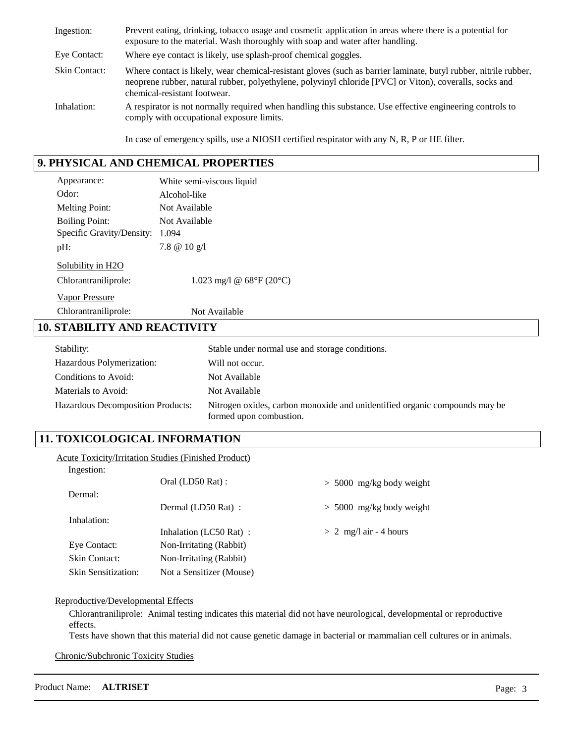| | |
|---|---|
| Ingestion: | Prevent eating, drinking, tobacco usage and cosmetic application in areas where there is a potential for exposure to the material. Wash thoroughly with soap and water after handling. |
| Eye Contact: | Where eye contact is likely, use splash-proof chemical goggles. |
| Skin Contact: | Where contact is likely, wear chemical-resistant gloves (such as barrier laminate, butyl rubber, nitrile rubber, neoprene rubber, natural rubber, polyethylene, polyvinyl chloride [PVC] or Viton), coveralls, socks and chemical-resistant footwear. |
| Inhalation: | A respirator is not normally required when handling this substance. Use effective engineering controls to comply with occupational exposure limits. |
| | In case of emergency spills, use a NIOSH certified respirator with any N, R, P or HE filter. |

## 9. PHYSICAL AND CHEMICAL PROPERTIES

| | |
|---|---|
| Appearance: | White semi-viscous liquid |
| Odor: | Alcohol-like |
| Melting Point: | Not Available |
| Boiling Point: | Not Available |
| Specific Gravity/Density: | 1.094 |
| pH: | 7.8 @ 10 g/l |

Solubility in H2O

Chlorantraniliprole: 1.023 mg/l @ 68°F (20°C)

Vapor Pressure

Chlorantraniliprole: Not Available

## 10. STABILITY AND REACTIVITY

| | |
|---|---|
| Stability: | Stable under normal use and storage conditions. |
| Hazardous Polymerization: | Will not occur. |
| Conditions to Avoid: | Not Available |
| Materials to Avoid: | Not Available |
| Hazardous Decomposition Products: | Nitrogen oxides, carbon monoxide and unidentified organic compounds may be formed upon combustion. |

## 11. TOXICOLOGICAL INFORMATION

Acute Toxicity/Irritation Studies (Finished Product)

| | | |
|---|---|---|
| Ingestion: | Oral (LD50 Rat) : | > 5000 mg/kg body weight |
| Dermal: | Dermal (LD50 Rat) : | > 5000 mg/kg body weight |
| Inhalation: | Inhalation (LC50 Rat) : | > 2 mg/l air - 4 hours |
| Eye Contact: | Non-Irritating (Rabbit) | |
| Skin Contact: | Non-Irritating (Rabbit) | |
| Skin Sensitization: | Not a Sensitizer (Mouse) | |

Reproductive/Developmental Effects

Chlorantraniliprole: Animal testing indicates this material did not have neurological, developmental or reproductive effects.
Tests have shown that this material did not cause genetic damage in bacterial or mammalian cell cultures or in animals.

Chronic/Subchronic Toxicity Studies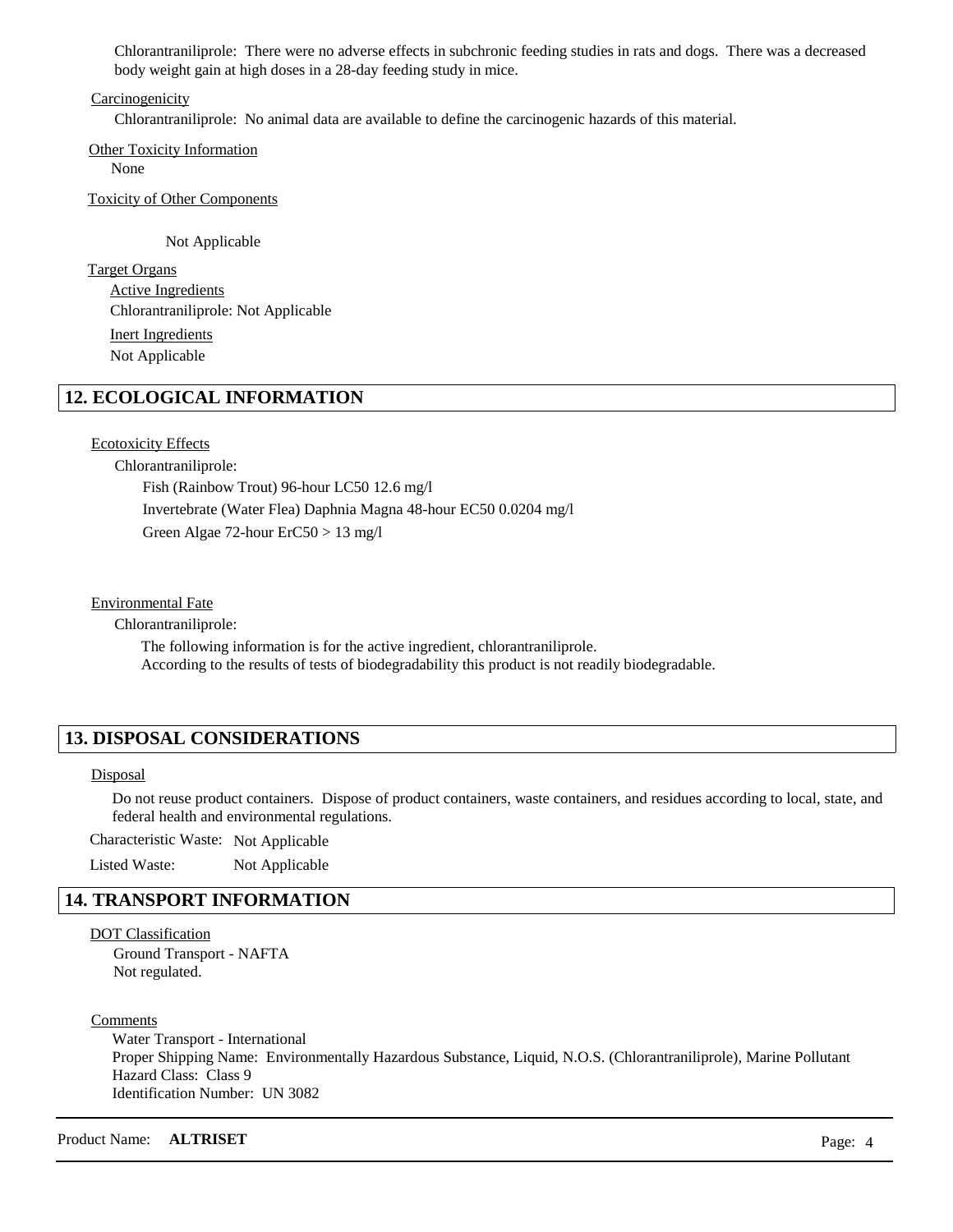Chlorantraniliprole: There were no adverse effects in subchronic feeding studies in rats and dogs. There was a decreased body weight gain at high doses in a 28-day feeding study in mice.

Carcinogenicity

Chlorantraniliprole: No animal data are available to define the carcinogenic hazards of this material.

Other Toxicity Information

None

Toxicity of Other Components

Not Applicable

Target Organs

Active Ingredients

Chlorantraniliprole: Not Applicable

Inert Ingredients

Not Applicable

## 12. ECOLOGICAL INFORMATION

Ecotoxicity Effects

Chlorantraniliprole:

Fish (Rainbow Trout) 96-hour LC50 12.6 mg/l

Invertebrate (Water Flea) Daphnia Magna 48-hour EC50 0.0204 mg/l

Green Algae 72-hour ErC50 > 13 mg/l

Environmental Fate

Chlorantraniliprole:

The following information is for the active ingredient, chlorantraniliprole.
According to the results of tests of biodegradability this product is not readily biodegradable.

## 13. DISPOSAL CONSIDERATIONS

Disposal

Do not reuse product containers. Dispose of product containers, waste containers, and residues according to local, state, and federal health and environmental regulations.

Characteristic Waste: Not Applicable

Listed Waste: Not Applicable

## 14. TRANSPORT INFORMATION

DOT Classification

Ground Transport - NAFTA
Not regulated.

Comments

Water Transport - International
Proper Shipping Name: Environmentally Hazardous Substance, Liquid, N.O.S. (Chlorantraniliprole), Marine Pollutant
Hazard Class: Class 9
Identification Number: UN 3082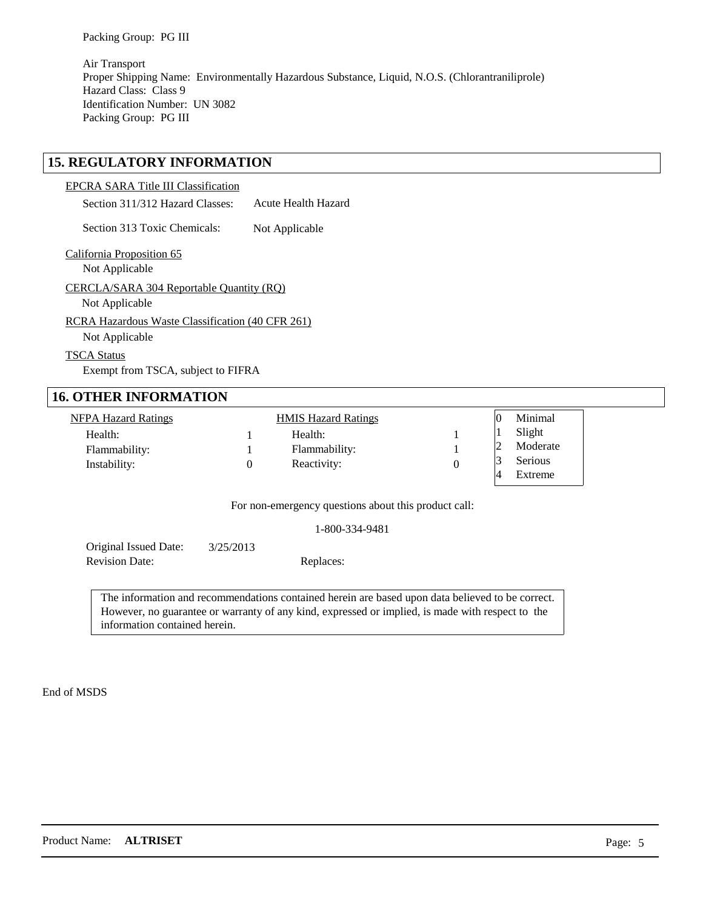Packing Group: PG III

Air Transport
Proper Shipping Name: Environmentally Hazardous Substance, Liquid, N.O.S. (Chlorantraniliprole)
Hazard Class: Class 9
Identification Number: UN 3082
Packing Group: PG III

## 15. REGULATORY INFORMATION

EPCRA SARA Title III Classification

Section 311/312 Hazard Classes: Acute Health Hazard

Section 313 Toxic Chemicals: Not Applicable

California Proposition 65

Not Applicable

CERCLA/SARA 304 Reportable Quantity (RQ)

Not Applicable

RCRA Hazardous Waste Classification (40 CFR 261)

Not Applicable

TSCA Status

Exempt from TSCA, subject to FIFRA

## 16. OTHER INFORMATION

| NFPA Hazard Ratings | | HMIS Hazard Ratings | | | |
|---|---|---|---|---|---|
| Health: | 1 | Health: | 1 | 0 | Minimal |
| Flammability: | 1 | Flammability: | 1 | 1 | Slight |
| Instability: | 0 | Reactivity: | 0 | 2 | Moderate |
| | | | | 3 | Serious |
| | | | | 4 | Extreme |

For non-emergency questions about this product call:

1-800-334-9481

Original Issued Date: 3/25/2013
Revision Date: Replaces:

The information and recommendations contained herein are based upon data believed to be correct. However, no guarantee or warranty of any kind, expressed or implied, is made with respect to the information contained herein.

End of MSDS